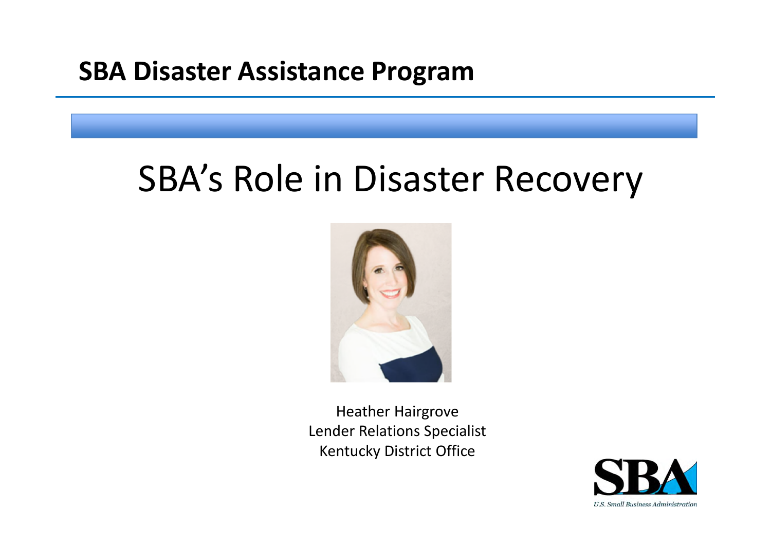## SBA Disaster Assistance Program

# SBA's Role in Disaster Recovery

Heather Hairgrove
Lender Relations Specialist
Kentucky District Office

U.S. Small Business Administration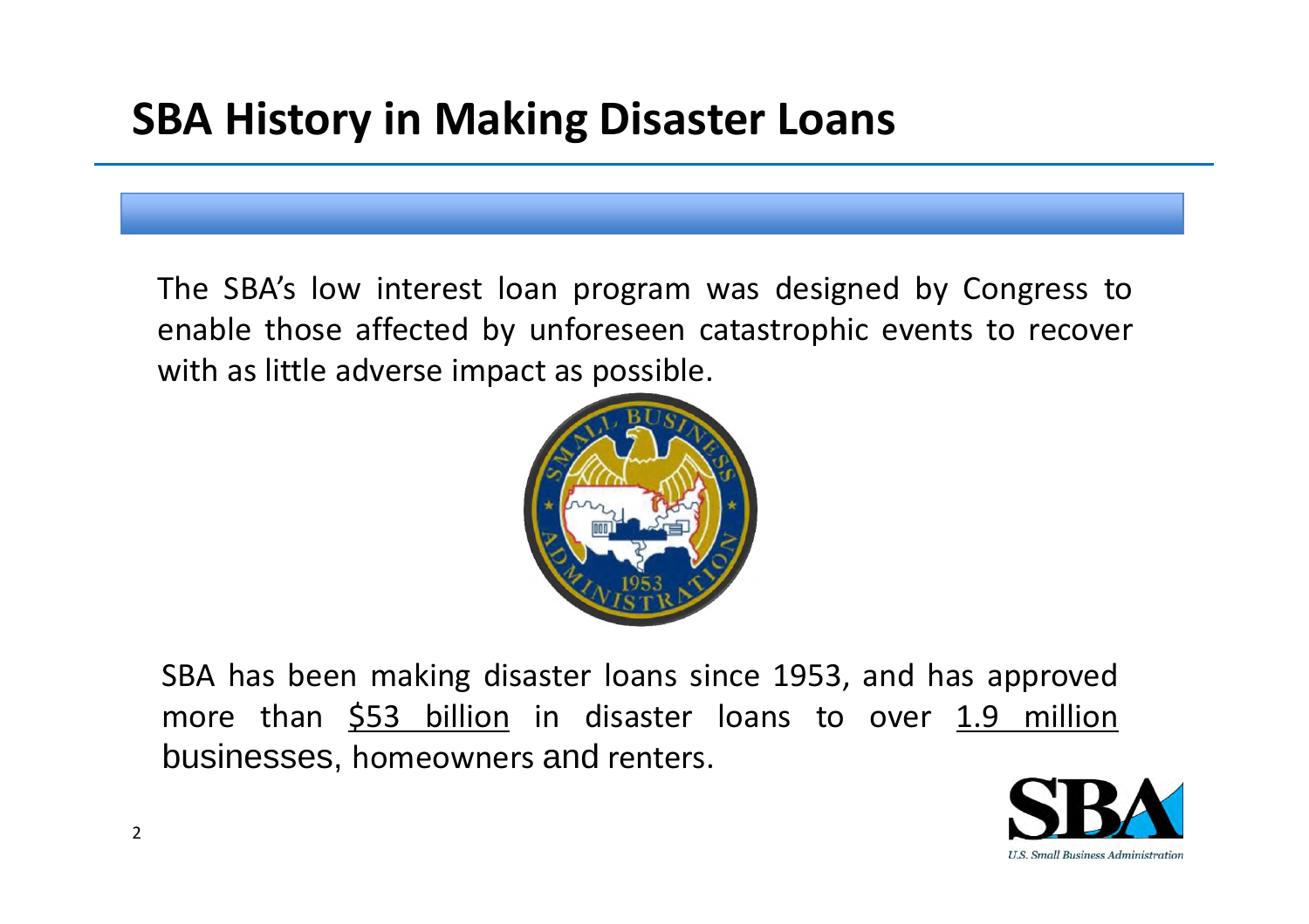# SBA History in Making Disaster Loans

The SBA's low interest loan program was designed by Congress to enable those affected by unforeseen catastrophic events to recover with as little adverse impact as possible.

SBA has been making disaster loans since 1953, and has approved more than $53 billion in disaster loans to over 1.9 million businesses, homeowners and renters.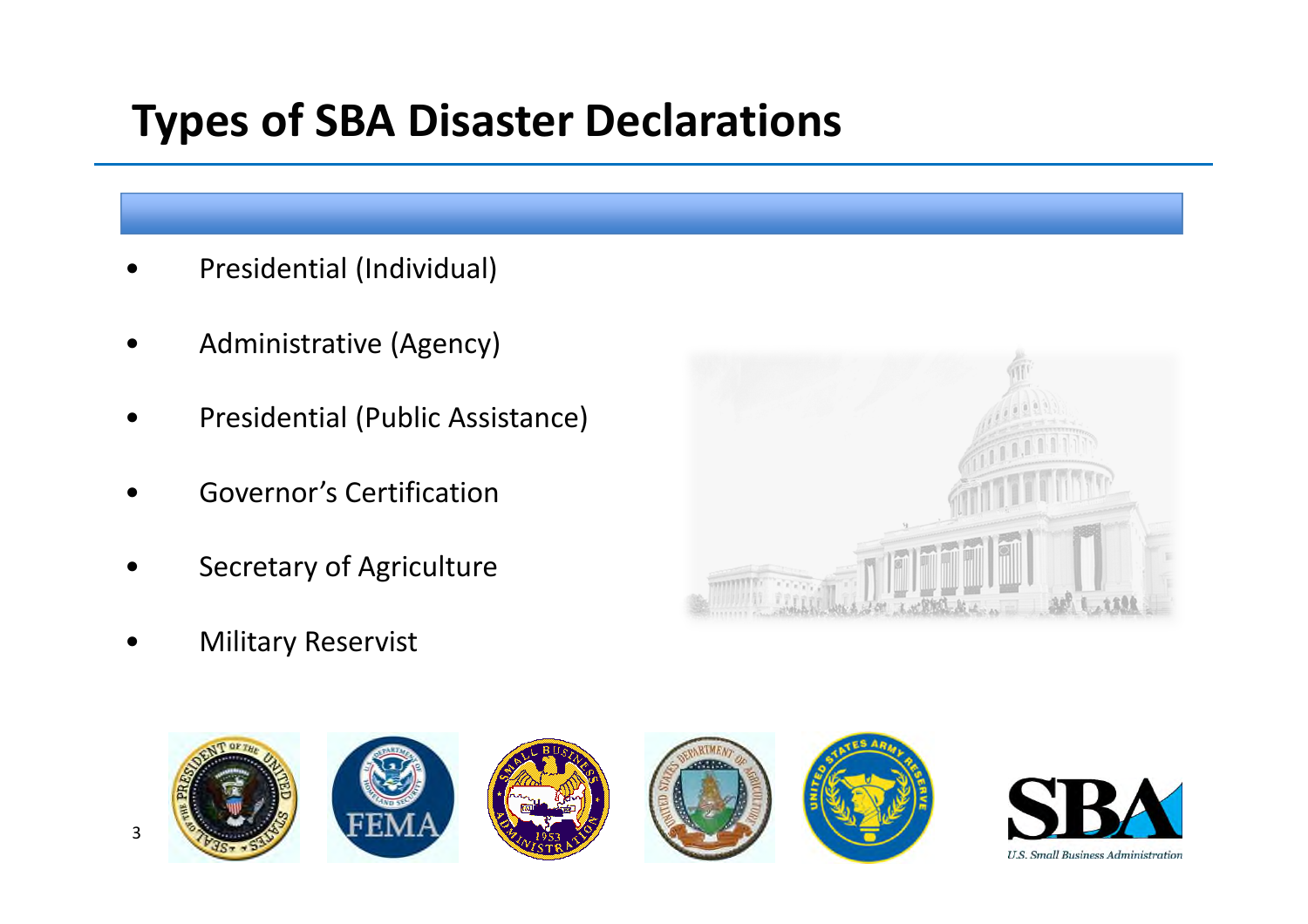# Types of SBA Disaster Declarations

- Presidential (Individual)
- Administrative (Agency)
- Presidential (Public Assistance)
- Governor's Certification
- Secretary of Agriculture
- Military Reservist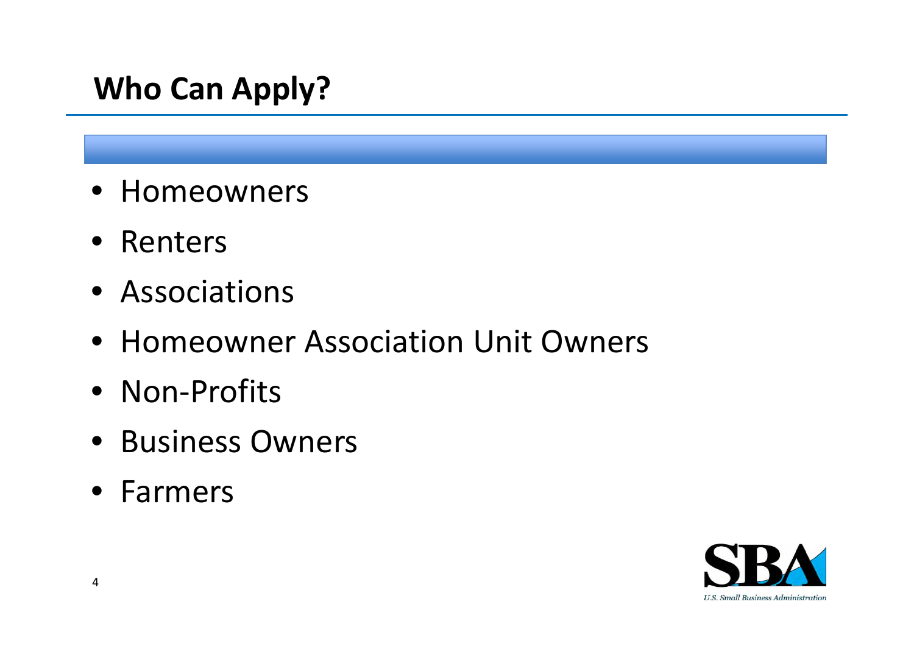## Who Can Apply?

- Homeowners
- Renters
- Associations
- Homeowner Association Unit Owners
- Non-Profits
- Business Owners
- Farmers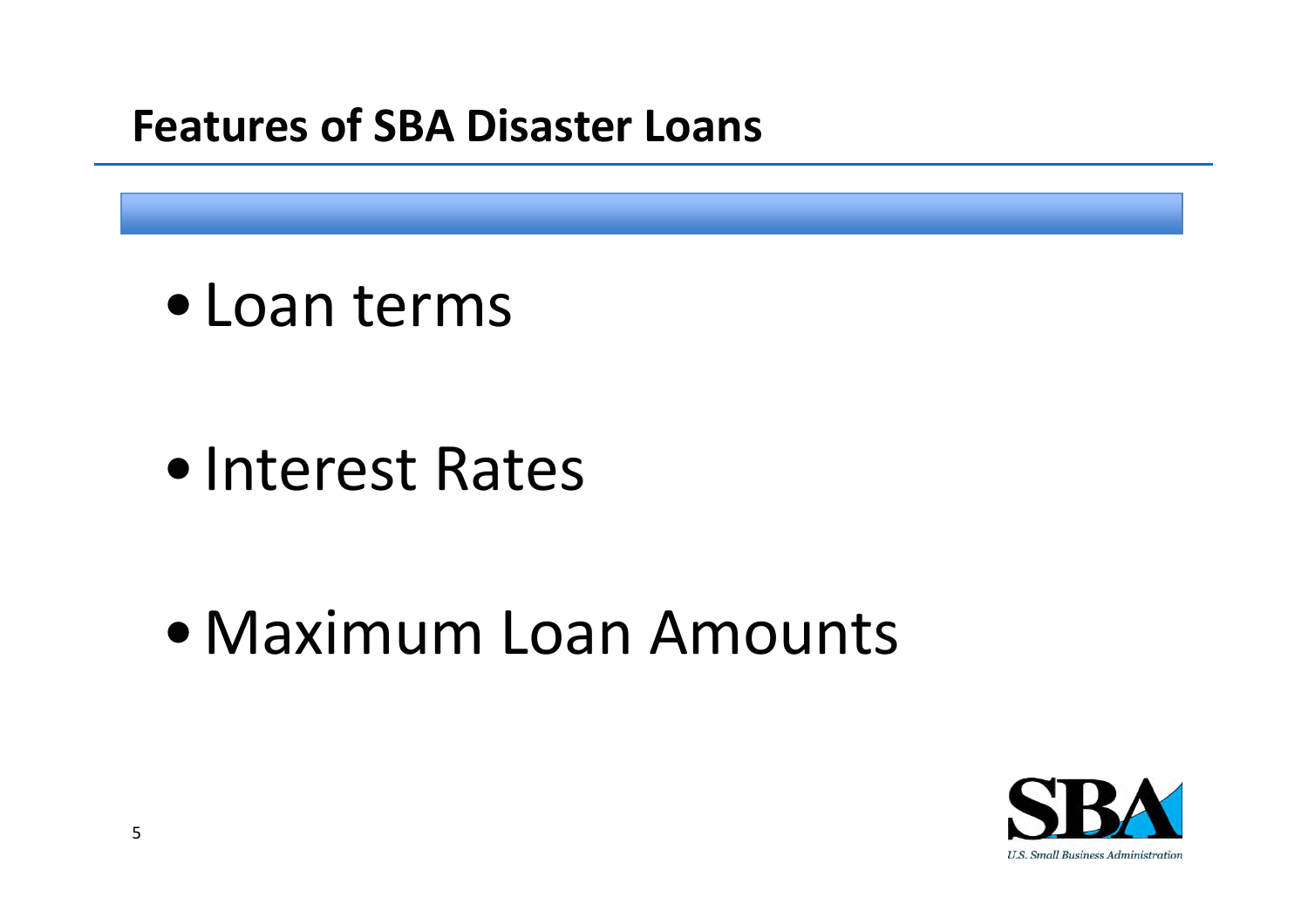# Features of SBA Disaster Loans

- Loan terms
- Interest Rates
- Maximum Loan Amounts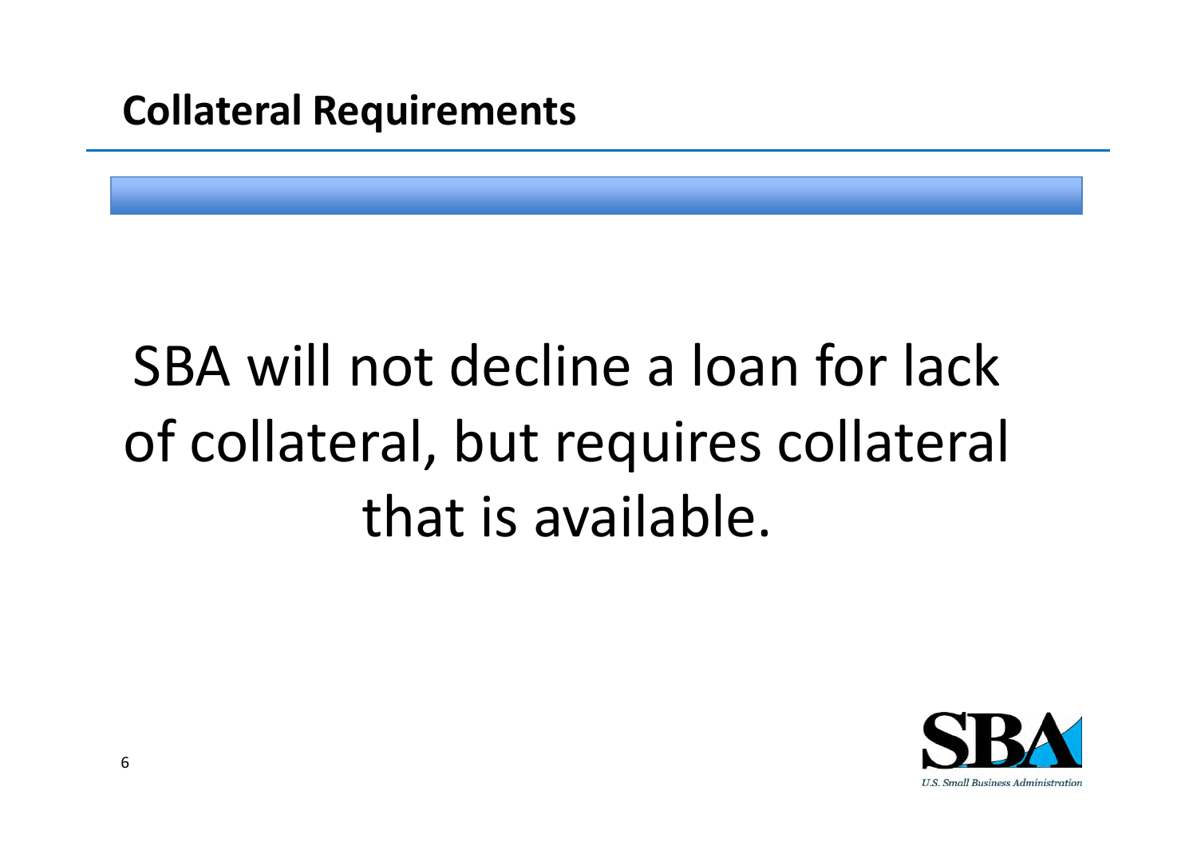## Collateral Requirements

SBA will not decline a loan for lack of collateral, but requires collateral that is available.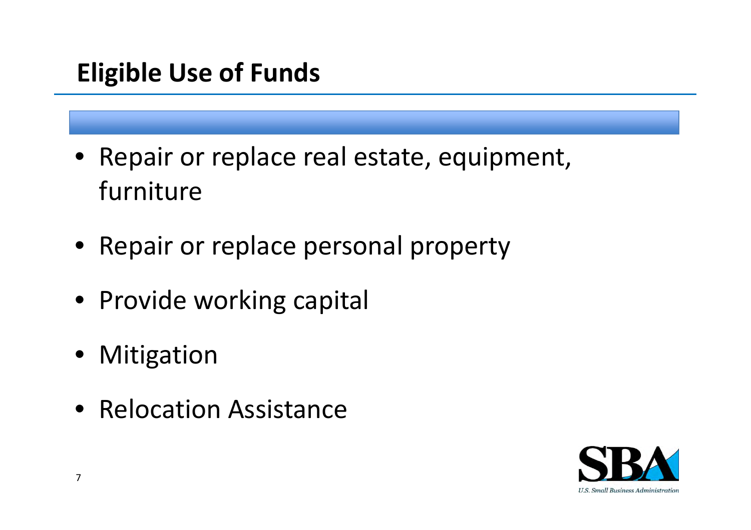## Eligible Use of Funds

- Repair or replace real estate, equipment, furniture
- Repair or replace personal property
- Provide working capital
- Mitigation
- Relocation Assistance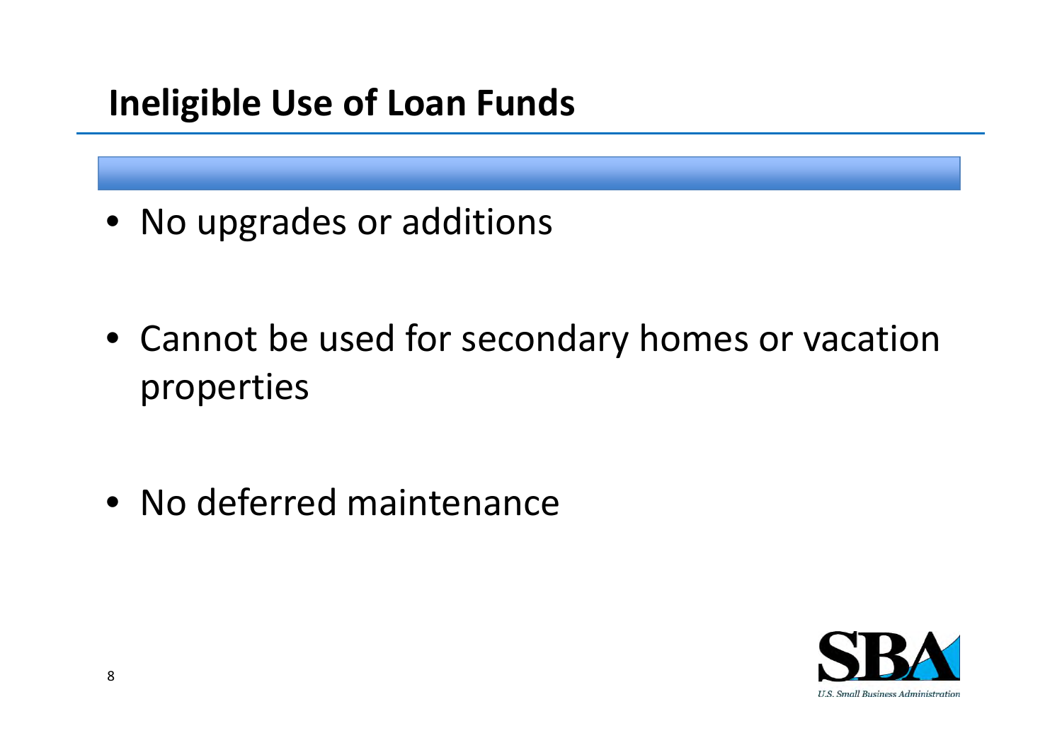# Ineligible Use of Loan Funds

- No upgrades or additions
- Cannot be used for secondary homes or vacation properties
- No deferred maintenance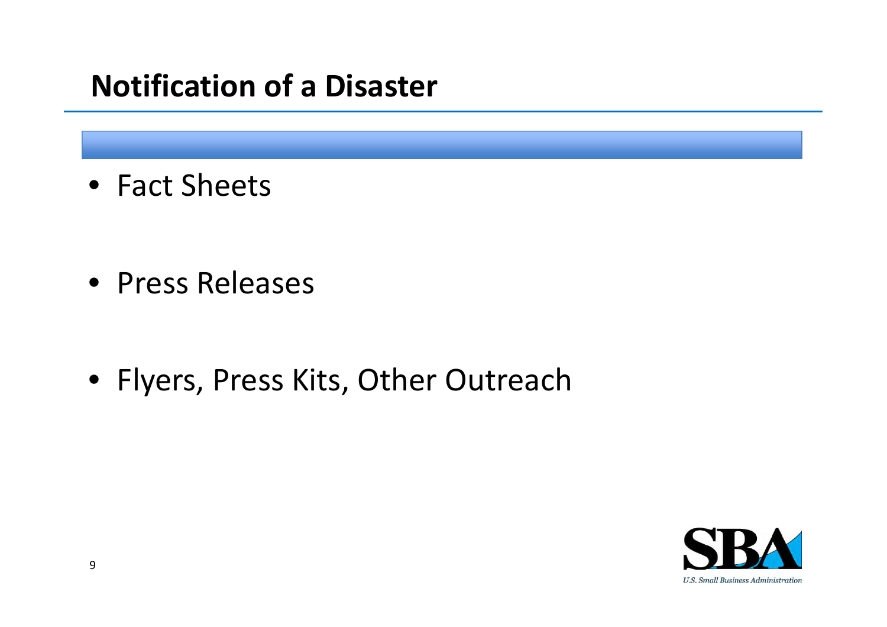# Notification of a Disaster

- Fact Sheets
- Press Releases
- Flyers, Press Kits, Other Outreach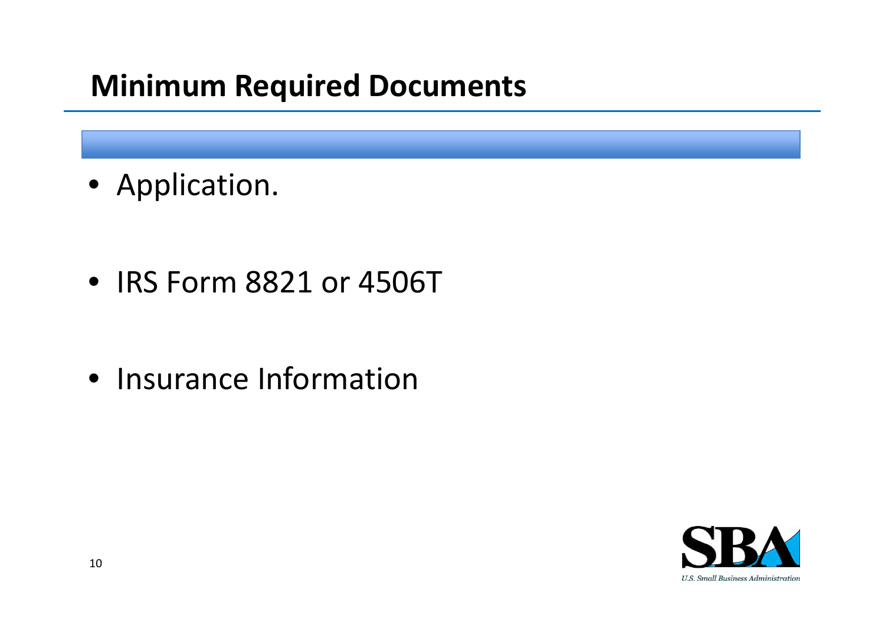## Minimum Required Documents

- Application.
- IRS Form 8821 or 4506T
- Insurance Information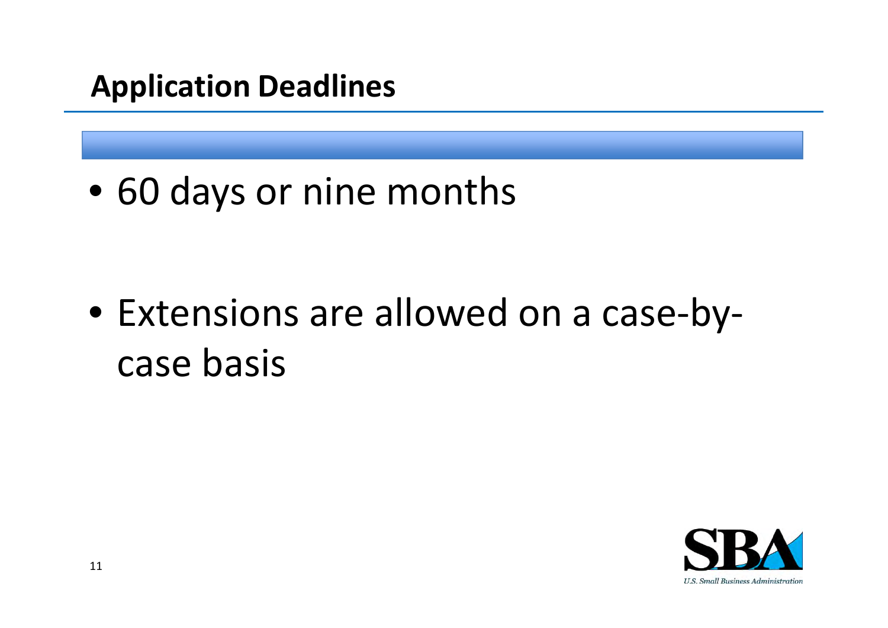## Application Deadlines

- 60 days or nine months

- Extensions are allowed on a case-by-case basis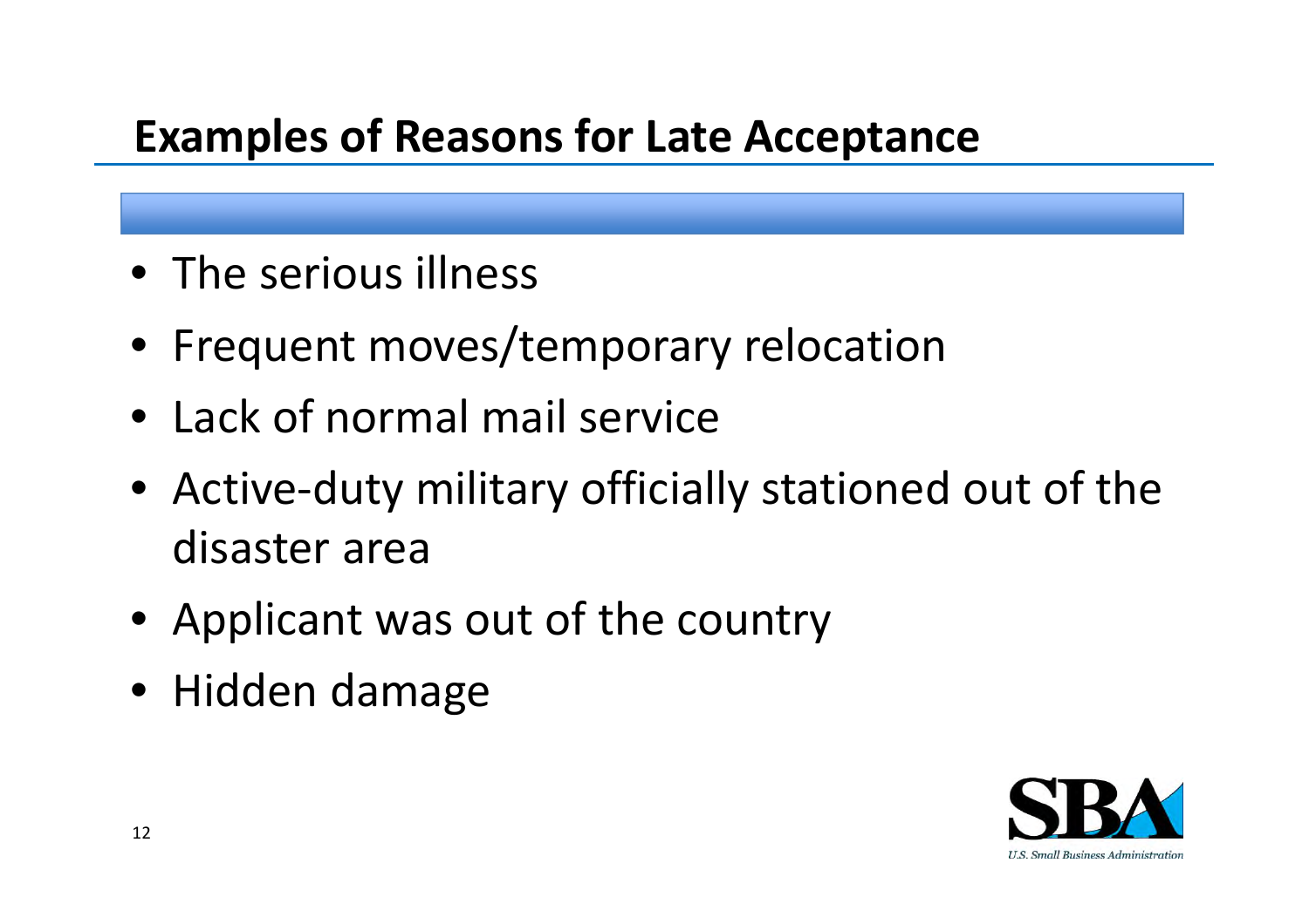## Examples of Reasons for Late Acceptance

- The serious illness
- Frequent moves/temporary relocation
- Lack of normal mail service
- Active-duty military officially stationed out of the disaster area
- Applicant was out of the country
- Hidden damage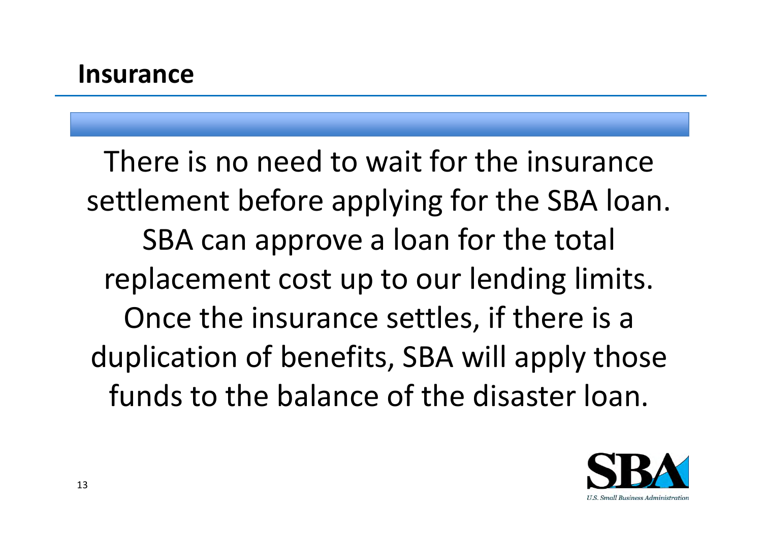## Insurance

There is no need to wait for the insurance settlement before applying for the SBA loan. SBA can approve a loan for the total replacement cost up to our lending limits. Once the insurance settles, if there is a duplication of benefits, SBA will apply those funds to the balance of the disaster loan.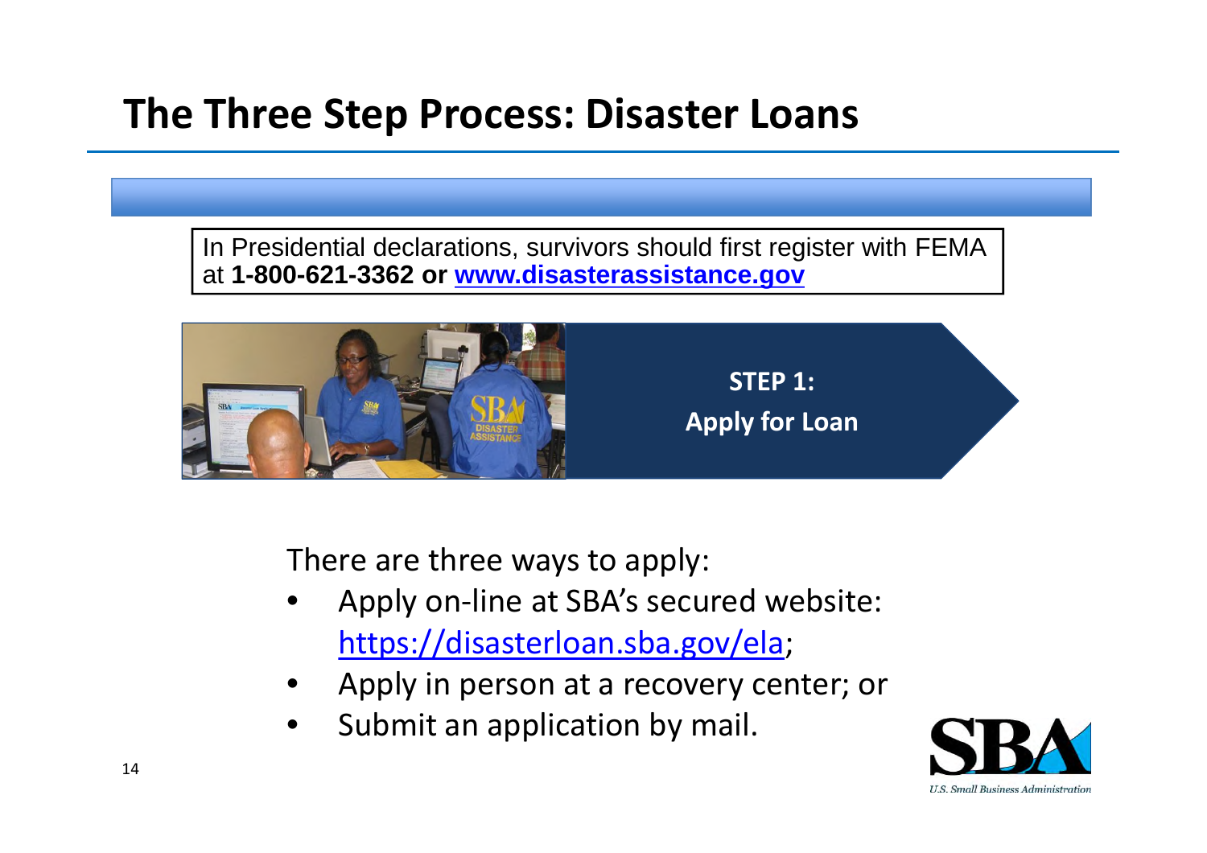# The Three Step Process: Disaster Loans

In Presidential declarations, survivors should first register with FEMA at **1-800-621-3362 or [www.disasterassistance.gov](http://www.disasterassistance.gov)**

**STEP 1:**
**Apply for Loan**

There are three ways to apply:

- Apply on-line at SBA's secured website: [https://disasterloan.sba.gov/ela](https://disasterloan.sba.gov/ela);
- Apply in person at a recovery center; or
- Submit an application by mail.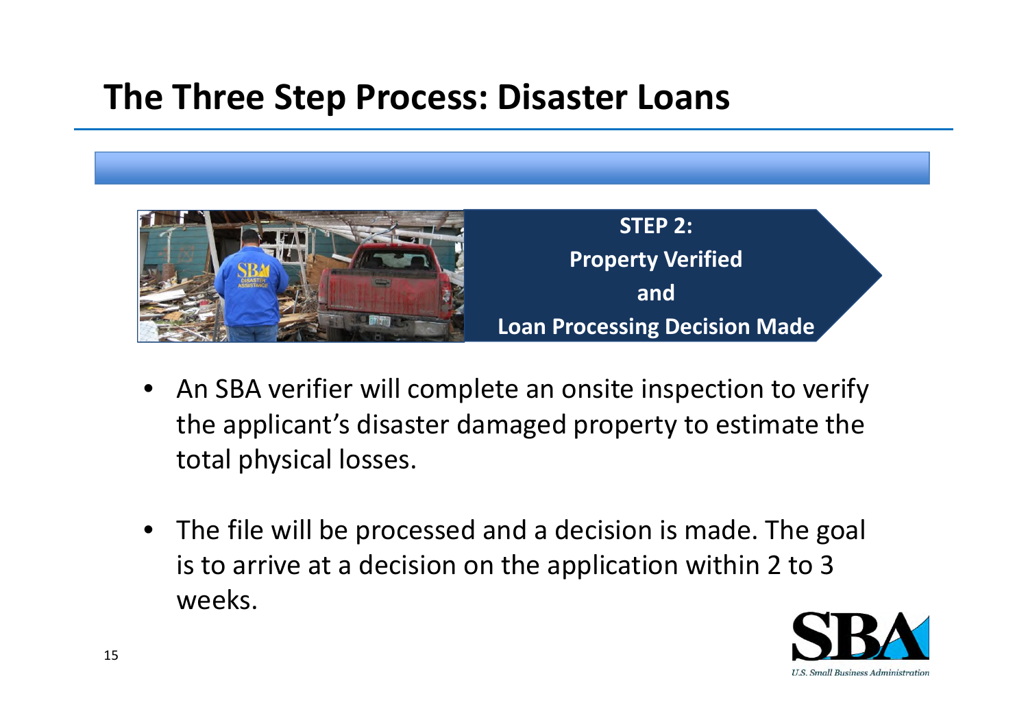# The Three Step Process: Disaster Loans

**STEP 2:**
**Property Verified**
**and**
**Loan Processing Decision Made**

- An SBA verifier will complete an onsite inspection to verify the applicant's disaster damaged property to estimate the total physical losses.

- The file will be processed and a decision is made. The goal is to arrive at a decision on the application within 2 to 3 weeks.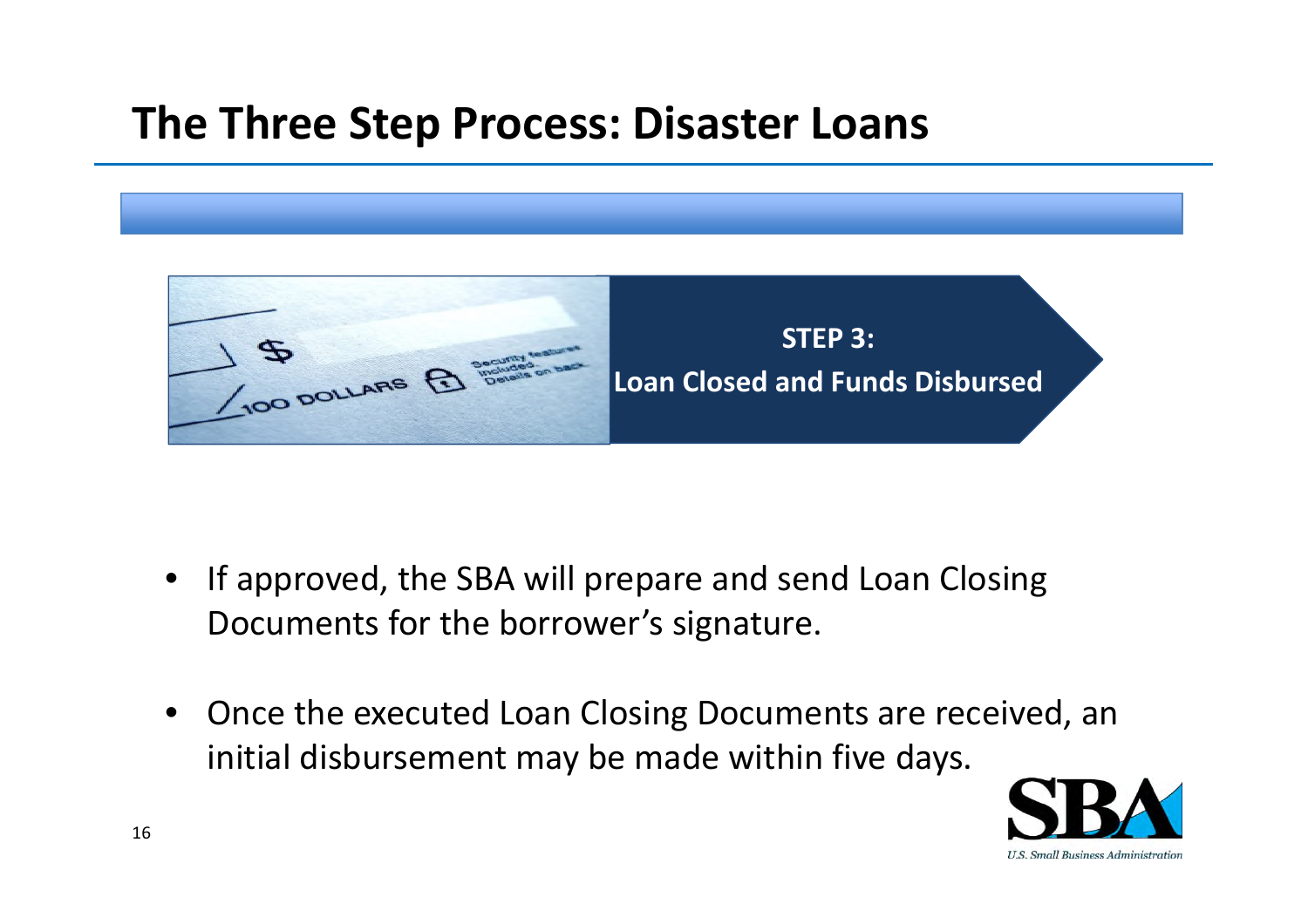# The Three Step Process: Disaster Loans

**STEP 3:**
**Loan Closed and Funds Disbursed**

- If approved, the SBA will prepare and send Loan Closing Documents for the borrower's signature.
- Once the executed Loan Closing Documents are received, an initial disbursement may be made within five days.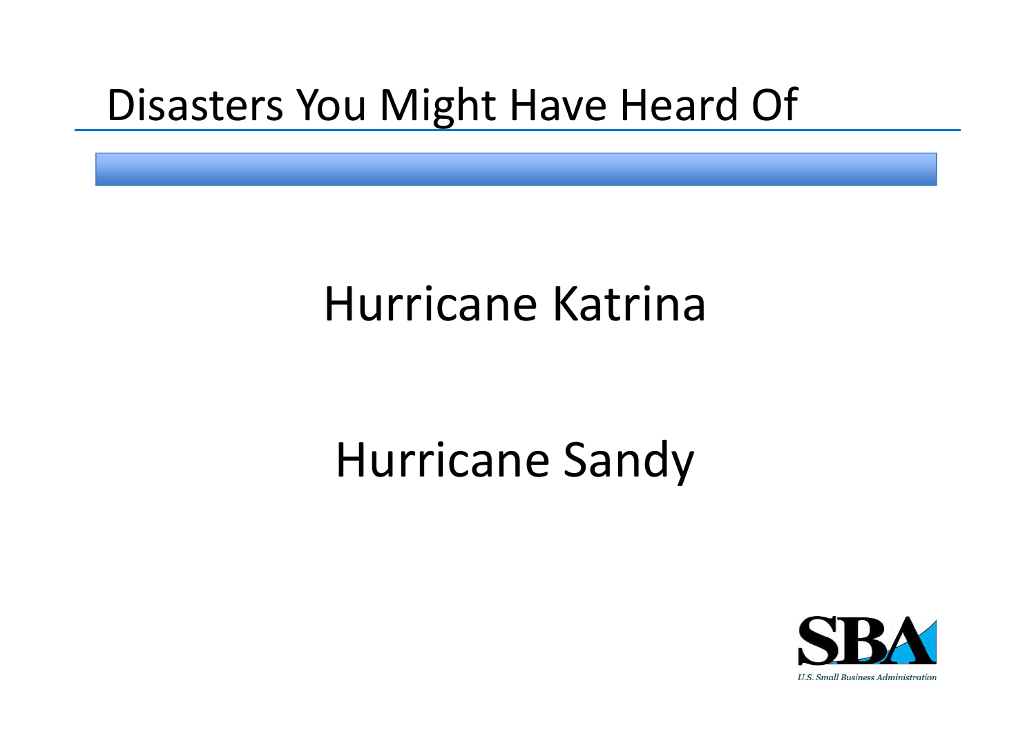# Disasters You Might Have Heard Of

Hurricane Katrina

Hurricane Sandy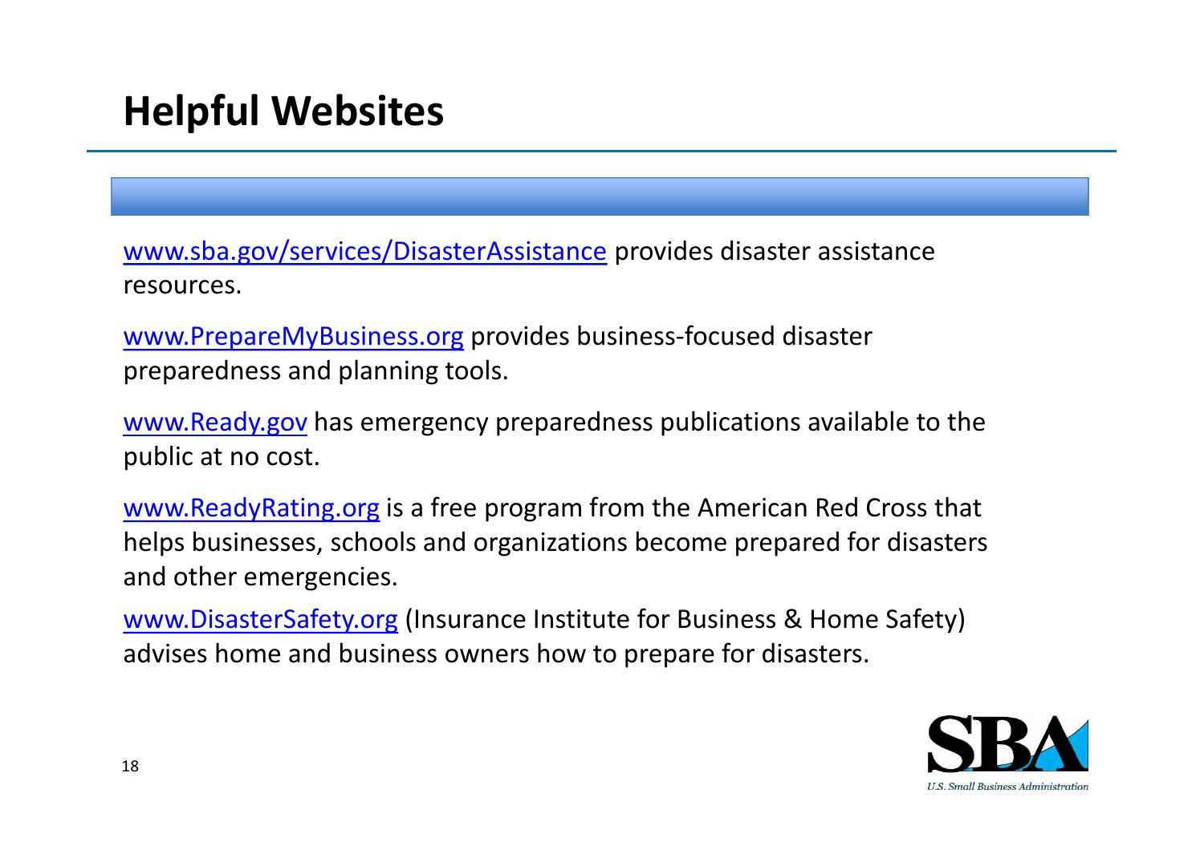# Helpful Websites

www.sba.gov/services/DisasterAssistance provides disaster assistance resources.

www.PrepareMyBusiness.org provides business-focused disaster preparedness and planning tools.

www.Ready.gov has emergency preparedness publications available to the public at no cost.

www.ReadyRating.org is a free program from the American Red Cross that helps businesses, schools and organizations become prepared for disasters and other emergencies.

www.DisasterSafety.org (Insurance Institute for Business & Home Safety) advises home and business owners how to prepare for disasters.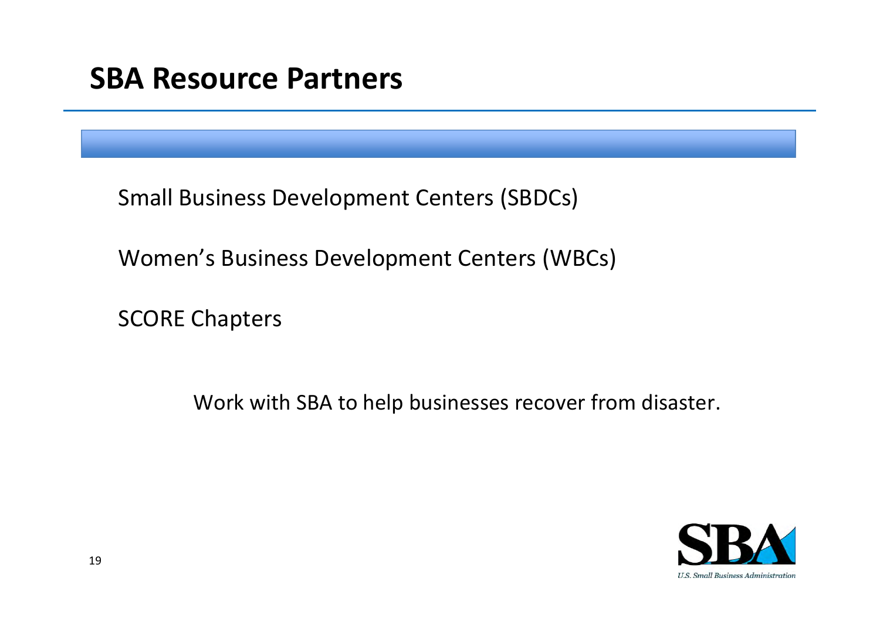# SBA Resource Partners

Small Business Development Centers (SBDCs)

Women's Business Development Centers (WBCs)

SCORE Chapters

Work with SBA to help businesses recover from disaster.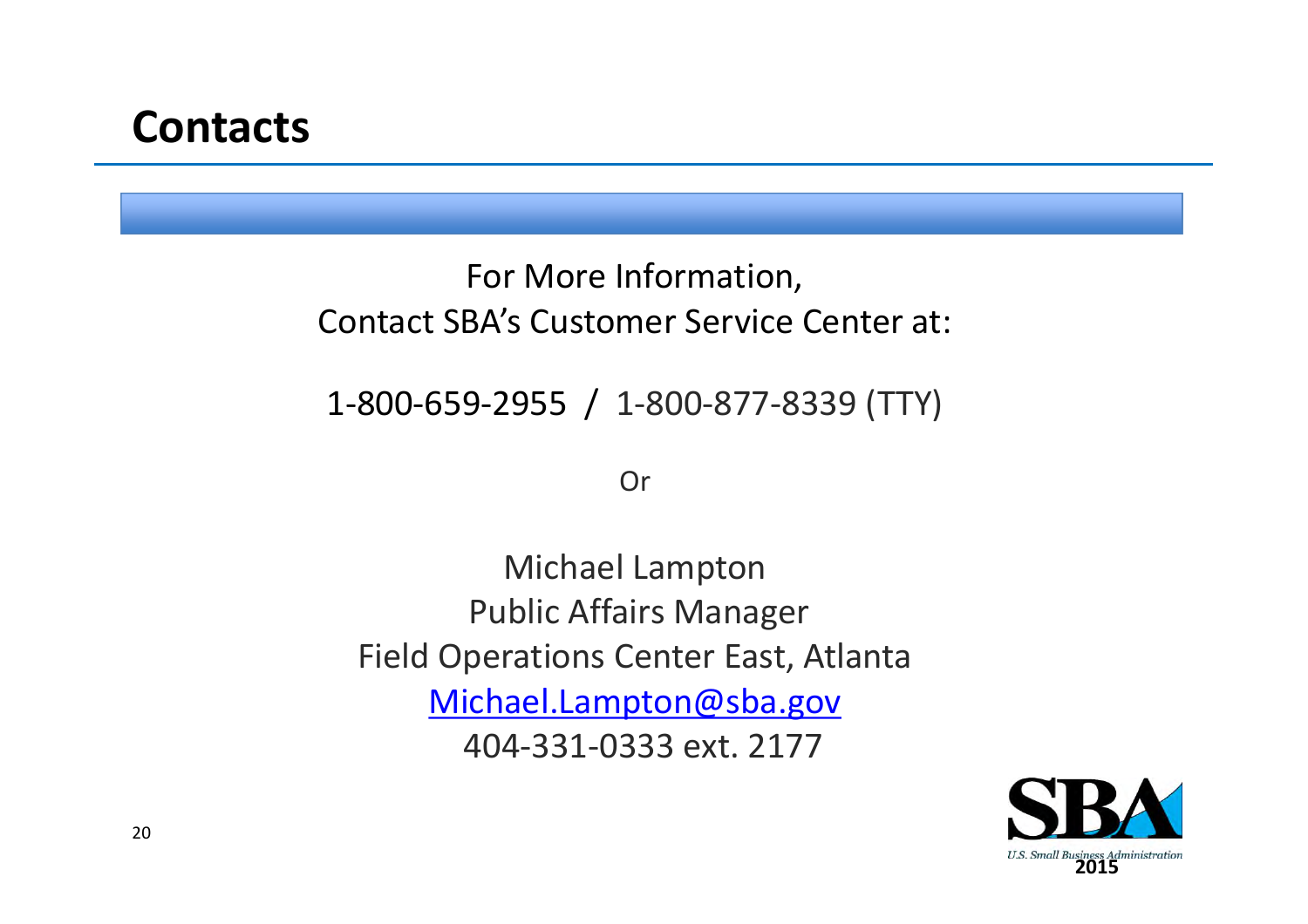# Contacts

For More Information,
Contact SBA's Customer Service Center at:

1-800-659-2955 / 1-800-877-8339 (TTY)

Or

Michael Lampton
Public Affairs Manager
Field Operations Center East, Atlanta
Michael.Lampton@sba.gov
404-331-0333 ext. 2177

SBA
U.S. Small Business Administration
2015